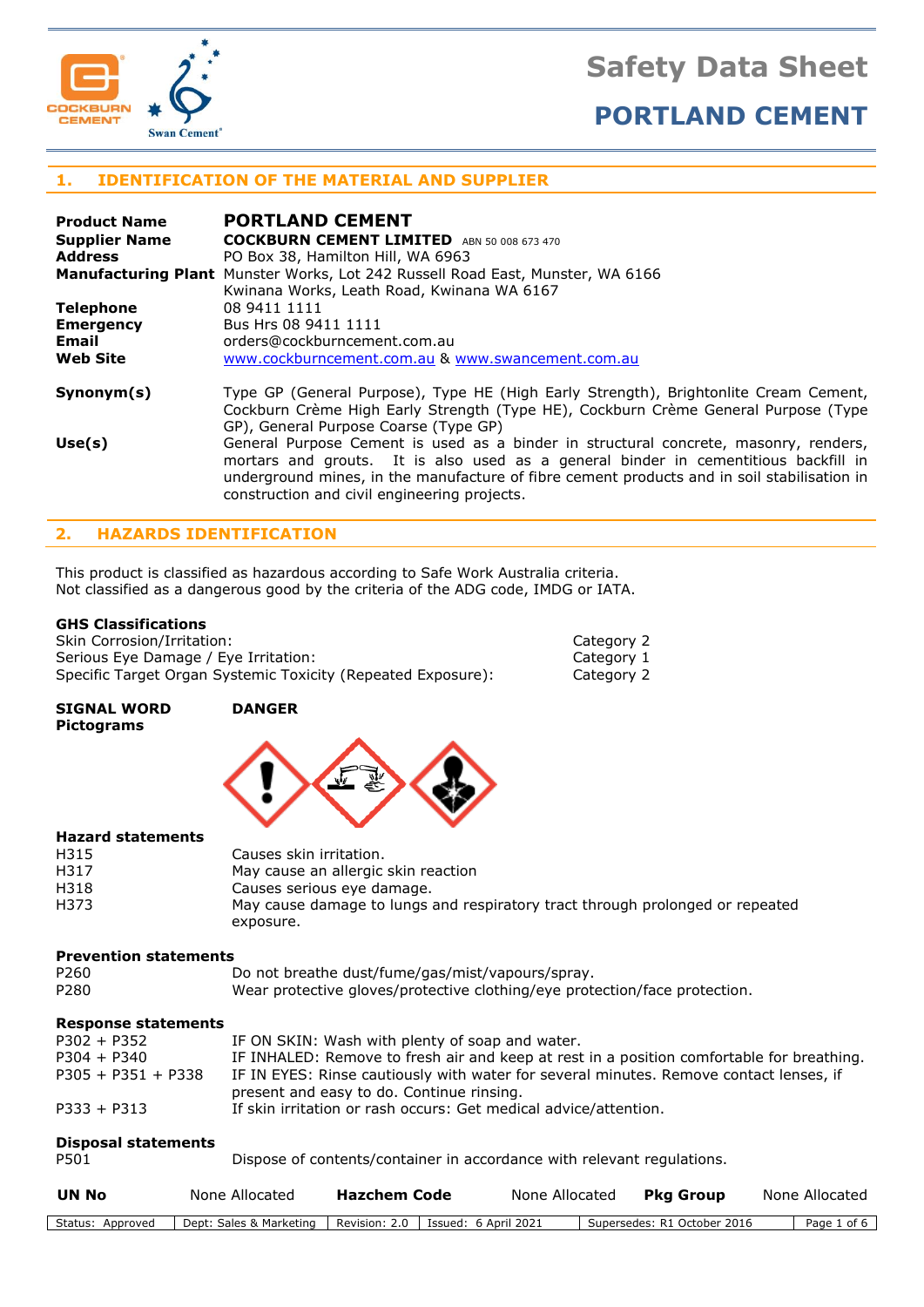# Safety Data Sheet

## PORTLAND CEMENT

## 1. IDENTIFICATION OF THE MATERIAL AND SUPPLIER

| | |
|---|---|
| **Product Name** | **PORTLAND CEMENT** |
| **Supplier Name** | **COCKBURN CEMENT LIMITED** ABN 50 008 673 470 |
| **Address** | PO Box 38, Hamilton Hill, WA 6963 |
| **Manufacturing Plant** | Munster Works, Lot 242 Russell Road East, Munster, WA 6166<br>Kwinana Works, Leath Road, Kwinana WA 6167 |
| **Telephone** | 08 9411 1111 |
| **Emergency** | Bus Hrs 08 9411 1111 |
| **Email** | orders@cockburncement.com.au |
| **Web Site** | www.cockburncement.com.au & www.swancement.com.au |
| **Synonym(s)** | Type GP (General Purpose), Type HE (High Early Strength), Brightonlite Cream Cement, Cockburn Crème High Early Strength (Type HE), Cockburn Crème General Purpose (Type GP), General Purpose Coarse (Type GP) |
| **Use(s)** | General Purpose Cement is used as a binder in structural concrete, masonry, renders, mortars and grouts. It is also used as a general binder in cementitious backfill in underground mines, in the manufacture of fibre cement products and in soil stabilisation in construction and civil engineering projects. |

## 2. HAZARDS IDENTIFICATION

This product is classified as hazardous according to Safe Work Australia criteria.
Not classified as a dangerous good by the criteria of the ADG code, IMDG or IATA.

### GHS Classifications

| | |
|---|---|
| Skin Corrosion/Irritation: | Category 2 |
| Serious Eye Damage / Eye Irritation: | Category 1 |
| Specific Target Organ Systemic Toxicity (Repeated Exposure): | Category 2 |

**SIGNAL WORD** **DANGER**

**Pictograms**

### Hazard statements

| | |
|---|---|
| H315 | Causes skin irritation. |
| H317 | May cause an allergic skin reaction |
| H318 | Causes serious eye damage. |
| H373 | May cause damage to lungs and respiratory tract through prolonged or repeated exposure. |

### Prevention statements

| | |
|---|---|
| P260 | Do not breathe dust/fume/gas/mist/vapours/spray. |
| P280 | Wear protective gloves/protective clothing/eye protection/face protection. |

### Response statements

| | |
|---|---|
| P302 + P352 | IF ON SKIN: Wash with plenty of soap and water. |
| P304 + P340 | IF INHALED: Remove to fresh air and keep at rest in a position comfortable for breathing. |
| P305 + P351 + P338 | IF IN EYES: Rinse cautiously with water for several minutes. Remove contact lenses, if present and easy to do. Continue rinsing. |
| P333 + P313 | If skin irritation or rash occurs: Get medical advice/attention. |

### Disposal statements

| | |
|---|---|
| P501 | Dispose of contents/container in accordance with relevant regulations. |

| **UN No** | None Allocated | **Hazchem Code** | None Allocated | **Pkg Group** | None Allocated |
|---|---|---|---|---|---|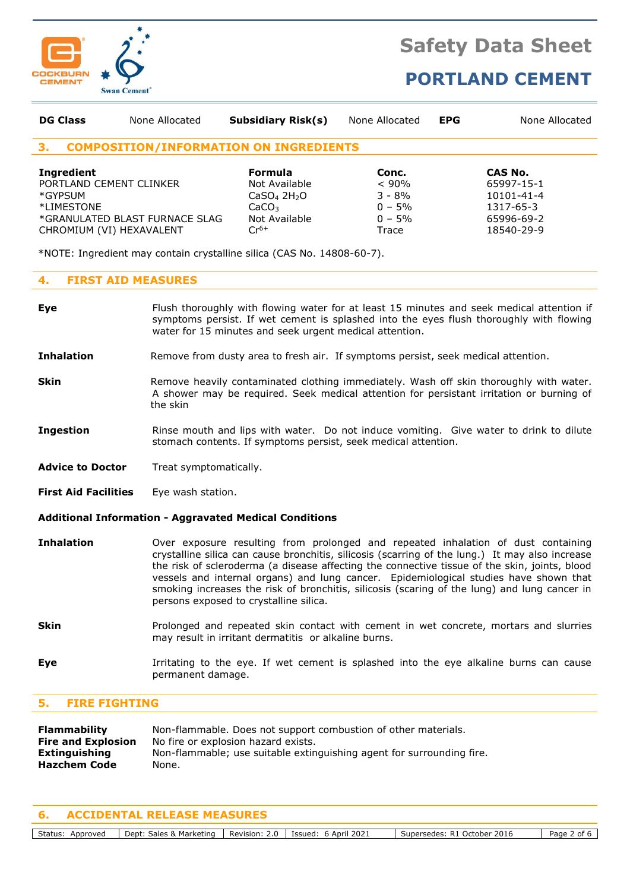| DG Class | None Allocated | Subsidiary Risk(s) | None Allocated | EPG | None Allocated |
|---|---|---|---|---|---|

## 3. COMPOSITION/INFORMATION ON INGREDIENTS

| Ingredient | Formula | Conc. | CAS No. |
|---|---|---|---|
| PORTLAND CEMENT CLINKER | Not Available | < 90% | 65997-15-1 |
| *GYPSUM | $CaSO_4\ 2H_2O$ | 3 - 8% | 10101-41-4 |
| *LIMESTONE | $CaCO_3$ | 0 – 5% | 1317-65-3 |
| *GRANULATED BLAST FURNACE SLAG | Not Available | 0 – 5% | 65996-69-2 |
| CHROMIUM (VI) HEXAVALENT | $Cr^{6+}$ | Trace | 18540-29-9 |

*NOTE: Ingredient may contain crystalline silica (CAS No. 14808-60-7).

## 4. FIRST AID MEASURES

**Eye** Flush thoroughly with flowing water for at least 15 minutes and seek medical attention if symptoms persist. If wet cement is splashed into the eyes flush thoroughly with flowing water for 15 minutes and seek urgent medical attention.

**Inhalation** Remove from dusty area to fresh air. If symptoms persist, seek medical attention.

**Skin** Remove heavily contaminated clothing immediately. Wash off skin thoroughly with water. A shower may be required. Seek medical attention for persistant irritation or burning of the skin

**Ingestion** Rinse mouth and lips with water. Do not induce vomiting. Give water to drink to dilute stomach contents. If symptoms persist, seek medical attention.

**Advice to Doctor** Treat symptomatically.

**First Aid Facilities** Eye wash station.

**Additional Information - Aggravated Medical Conditions**

**Inhalation** Over exposure resulting from prolonged and repeated inhalation of dust containing crystalline silica can cause bronchitis, silicosis (scarring of the lung.) It may also increase the risk of scleroderma (a disease affecting the connective tissue of the skin, joints, blood vessels and internal organs) and lung cancer. Epidemiological studies have shown that smoking increases the risk of bronchitis, silicosis (scaring of the lung) and lung cancer in persons exposed to crystalline silica.

**Skin** Prolonged and repeated skin contact with cement in wet concrete, mortars and slurries may result in irritant dermatitis or alkaline burns.

**Eye** Irritating to the eye. If wet cement is splashed into the eye alkaline burns can cause permanent damage.

## 5. FIRE FIGHTING

**Flammability** Non-flammable. Does not support combustion of other materials.
**Fire and Explosion** No fire or explosion hazard exists.
**Extinguishing** Non-flammable; use suitable extinguishing agent for surrounding fire.
**Hazchem Code** None.

## 6. ACCIDENTAL RELEASE MEASURES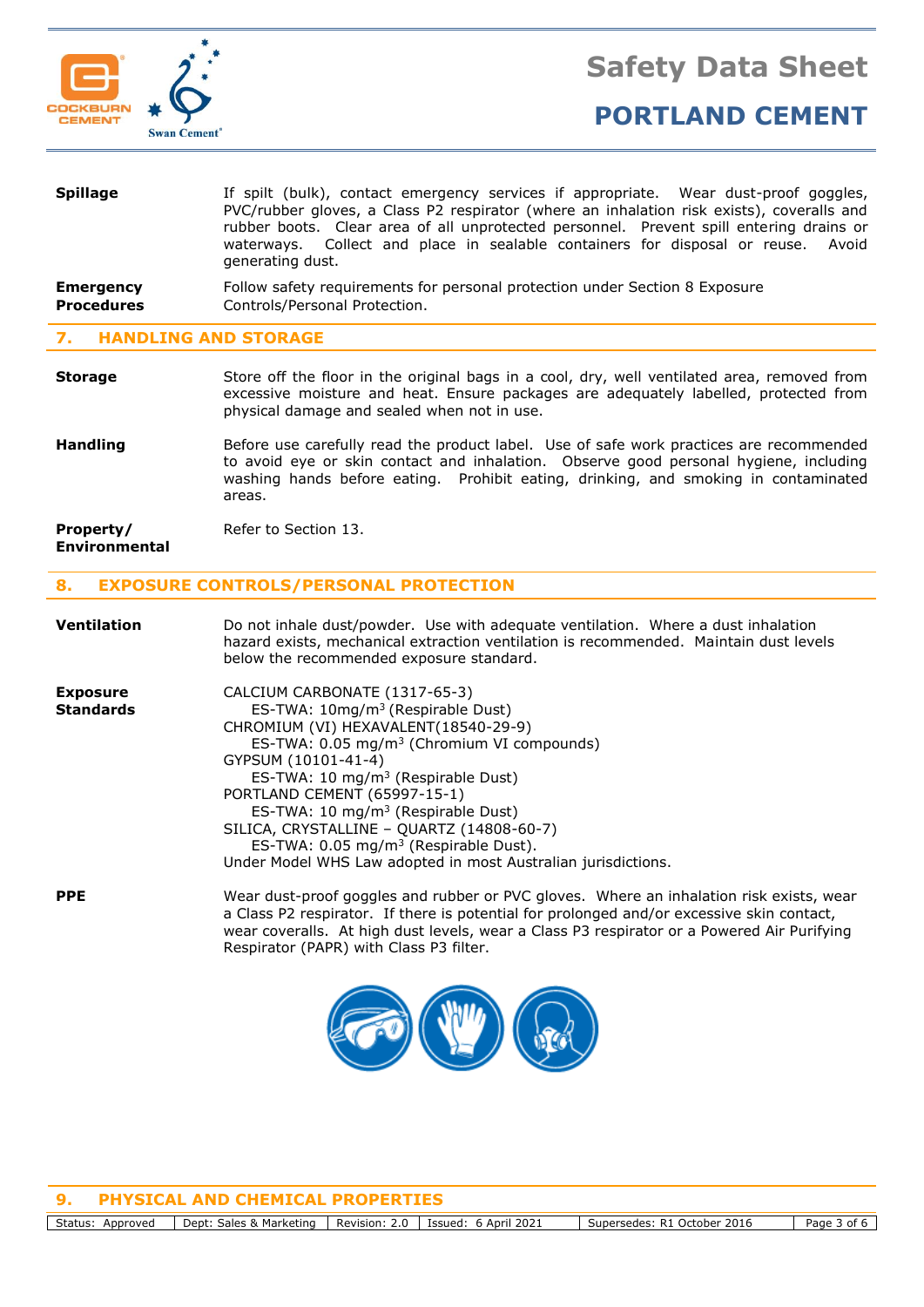| | |
|---|---|
| **Spillage** | If spilt (bulk), contact emergency services if appropriate. Wear dust-proof goggles, PVC/rubber gloves, a Class P2 respirator (where an inhalation risk exists), coveralls and rubber boots. Clear area of all unprotected personnel. Prevent spill entering drains or waterways. Collect and place in sealable containers for disposal or reuse. Avoid generating dust. |
| **Emergency Procedures** | Follow safety requirements for personal protection under Section 8 Exposure Controls/Personal Protection. |

## 7. HANDLING AND STORAGE

| | |
|---|---|
| **Storage** | Store off the floor in the original bags in a cool, dry, well ventilated area, removed from excessive moisture and heat. Ensure packages are adequately labelled, protected from physical damage and sealed when not in use. |
| **Handling** | Before use carefully read the product label. Use of safe work practices are recommended to avoid eye or skin contact and inhalation. Observe good personal hygiene, including washing hands before eating. Prohibit eating, drinking, and smoking in contaminated areas. |
| **Property/ Environmental** | Refer to Section 13. |

## 8. EXPOSURE CONTROLS/PERSONAL PROTECTION

**Ventilation**

Do not inhale dust/powder. Use with adequate ventilation. Where a dust inhalation hazard exists, mechanical extraction ventilation is recommended. Maintain dust levels below the recommended exposure standard.

**Exposure Standards**

CALCIUM CARBONATE (1317-65-3)
ES-TWA: 10mg/m$^3$ (Respirable Dust)
CHROMIUM (VI) HEXAVALENT(18540-29-9)
ES-TWA: 0.05 mg/m$^3$ (Chromium VI compounds)
GYPSUM (10101-41-4)
ES-TWA: 10 mg/m$^3$ (Respirable Dust)
PORTLAND CEMENT (65997-15-1)
ES-TWA: 10 mg/m$^3$ (Respirable Dust)
SILICA, CRYSTALLINE – QUARTZ (14808-60-7)
ES-TWA: 0.05 mg/m$^3$ (Respirable Dust).
Under Model WHS Law adopted in most Australian jurisdictions.

**PPE**

Wear dust-proof goggles and rubber or PVC gloves. Where an inhalation risk exists, wear a Class P2 respirator. If there is potential for prolonged and/or excessive skin contact, wear coveralls. At high dust levels, wear a Class P3 respirator or a Powered Air Purifying Respirator (PAPR) with Class P3 filter.

## 9. PHYSICAL AND CHEMICAL PROPERTIES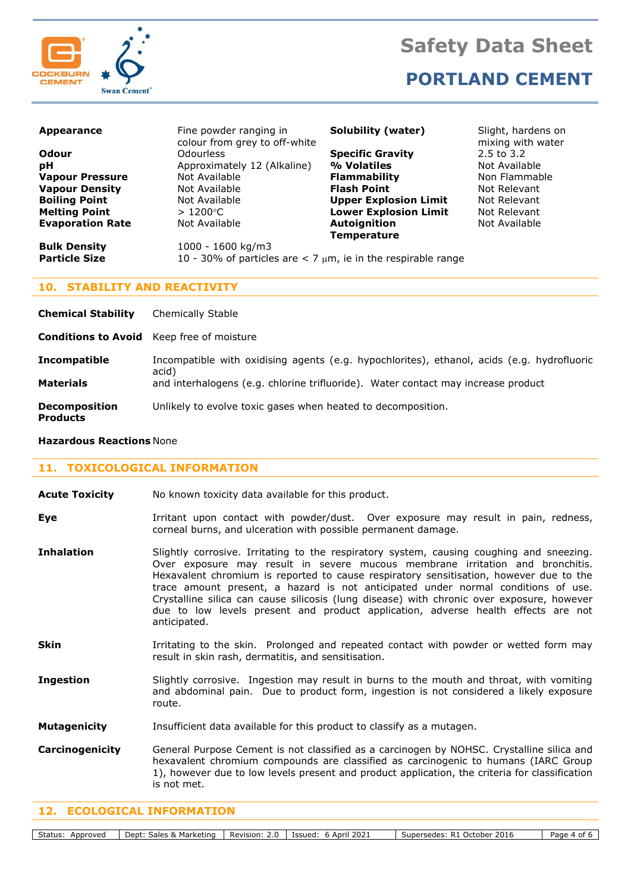| | | | |
|---|---|---|---|
| **Appearance** | Fine powder ranging in colour from grey to off-white | **Solubility (water)** | Slight, hardens on mixing with water |
| **Odour** | Odourless | **Specific Gravity** | 2.5 to 3.2 |
| **pH** | Approximately 12 (Alkaline) | **% Volatiles** | Not Available |
| **Vapour Pressure** | Not Available | **Flammability** | Non Flammable |
| **Vapour Density** | Not Available | **Flash Point** | Not Relevant |
| **Boiling Point** | Not Available | **Upper Explosion Limit** | Not Relevant |
| **Melting Point** | > 1200°C | **Lower Explosion Limit** | Not Relevant |
| **Evaporation Rate** | Not Available | **Autoignition Temperature** | Not Available |

**Bulk Density** 1000 - 1600 kg/m3

**Particle Size** 10 - 30% of particles are < 7 μm, ie in the respirable range

## 10. STABILITY AND REACTIVITY

**Chemical Stability** Chemically Stable

**Conditions to Avoid** Keep free of moisture

**Incompatible Materials** Incompatible with oxidising agents (e.g. hypochlorites), ethanol, acids (e.g. hydrofluoric acid) and interhalogens (e.g. chlorine trifluoride). Water contact may increase product

**Decomposition Products** Unlikely to evolve toxic gases when heated to decomposition.

**Hazardous Reactions** None

## 11. TOXICOLOGICAL INFORMATION

**Acute Toxicity** No known toxicity data available for this product.

**Eye** Irritant upon contact with powder/dust. Over exposure may result in pain, redness, corneal burns, and ulceration with possible permanent damage.

**Inhalation** Slightly corrosive. Irritating to the respiratory system, causing coughing and sneezing. Over exposure may result in severe mucous membrane irritation and bronchitis. Hexavalent chromium is reported to cause respiratory sensitisation, however due to the trace amount present, a hazard is not anticipated under normal conditions of use. Crystalline silica can cause silicosis (lung disease) with chronic over exposure, however due to low levels present and product application, adverse health effects are not anticipated.

**Skin** Irritating to the skin. Prolonged and repeated contact with powder or wetted form may result in skin rash, dermatitis, and sensitisation.

**Ingestion** Slightly corrosive. Ingestion may result in burns to the mouth and throat, with vomiting and abdominal pain. Due to product form, ingestion is not considered a likely exposure route.

**Mutagenicity** Insufficient data available for this product to classify as a mutagen.

**Carcinogenicity** General Purpose Cement is not classified as a carcinogen by NOHSC. Crystalline silica and hexavalent chromium compounds are classified as carcinogenic to humans (IARC Group 1), however due to low levels present and product application, the criteria for classification is not met.

## 12. ECOLOGICAL INFORMATION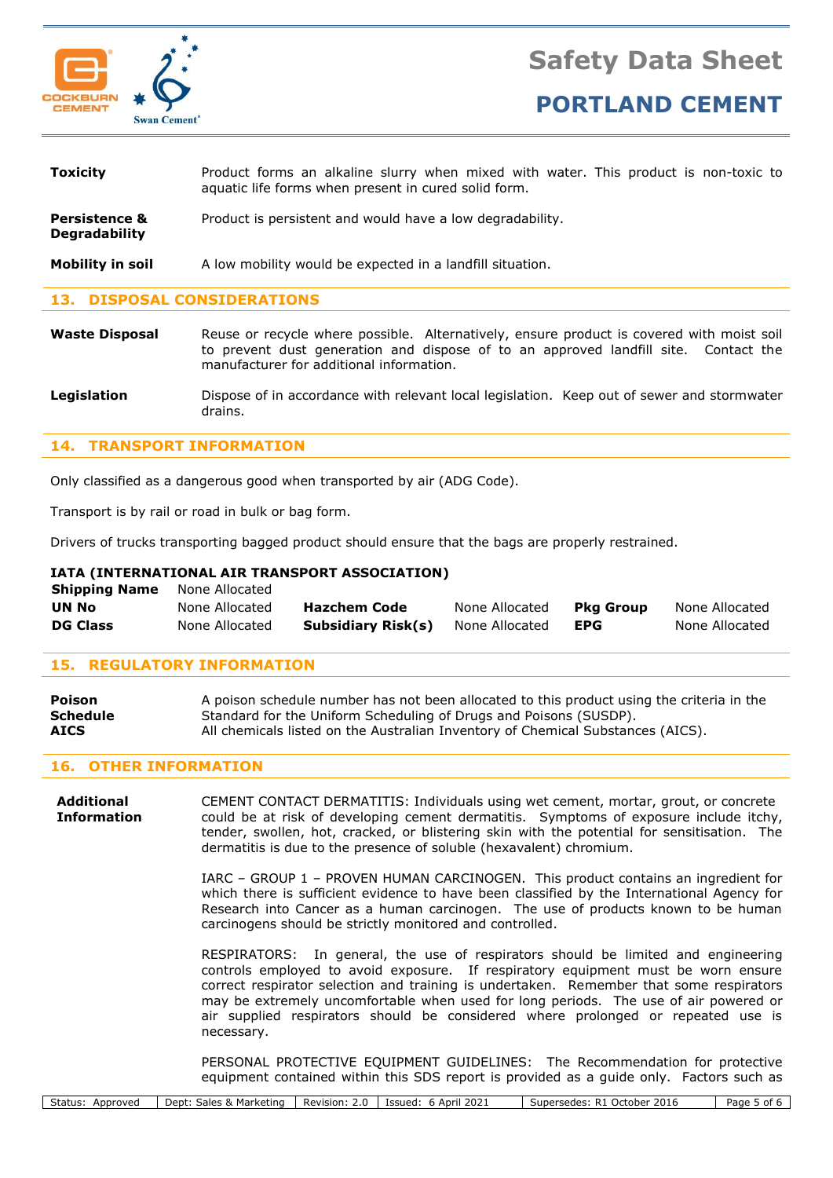**Toxicity** Product forms an alkaline slurry when mixed with water. This product is non-toxic to aquatic life forms when present in cured solid form.

**Persistence & Degradability** Product is persistent and would have a low degradability.

**Mobility in soil** A low mobility would be expected in a landfill situation.

## 13. DISPOSAL CONSIDERATIONS

**Waste Disposal** Reuse or recycle where possible. Alternatively, ensure product is covered with moist soil to prevent dust generation and dispose of to an approved landfill site. Contact the manufacturer for additional information.

**Legislation** Dispose of in accordance with relevant local legislation. Keep out of sewer and stormwater drains.

## 14. TRANSPORT INFORMATION

Only classified as a dangerous good when transported by air (ADG Code).

Transport is by rail or road in bulk or bag form.

Drivers of trucks transporting bagged product should ensure that the bags are properly restrained.

**IATA (INTERNATIONAL AIR TRANSPORT ASSOCIATION)**

| **Shipping Name** | None Allocated | | | | |
|---|---|---|---|---|---|
| **UN No** | None Allocated | **Hazchem Code** | None Allocated | **Pkg Group** | None Allocated |
| **DG Class** | None Allocated | **Subsidiary Risk(s)** | None Allocated | **EPG** | None Allocated |

## 15. REGULATORY INFORMATION

**Poison Schedule** A poison schedule number has not been allocated to this product using the criteria in the Standard for the Uniform Scheduling of Drugs and Poisons (SUSDP).

**AICS** All chemicals listed on the Australian Inventory of Chemical Substances (AICS).

## 16. OTHER INFORMATION

**Additional Information**

CEMENT CONTACT DERMATITIS: Individuals using wet cement, mortar, grout, or concrete could be at risk of developing cement dermatitis. Symptoms of exposure include itchy, tender, swollen, hot, cracked, or blistering skin with the potential for sensitisation. The dermatitis is due to the presence of soluble (hexavalent) chromium.

IARC – GROUP 1 – PROVEN HUMAN CARCINOGEN. This product contains an ingredient for which there is sufficient evidence to have been classified by the International Agency for Research into Cancer as a human carcinogen. The use of products known to be human carcinogens should be strictly monitored and controlled.

RESPIRATORS: In general, the use of respirators should be limited and engineering controls employed to avoid exposure. If respiratory equipment must be worn ensure correct respirator selection and training is undertaken. Remember that some respirators may be extremely uncomfortable when used for long periods. The use of air powered or air supplied respirators should be considered where prolonged or repeated use is necessary.

PERSONAL PROTECTIVE EQUIPMENT GUIDELINES: The Recommendation for protective equipment contained within this SDS report is provided as a guide only. Factors such as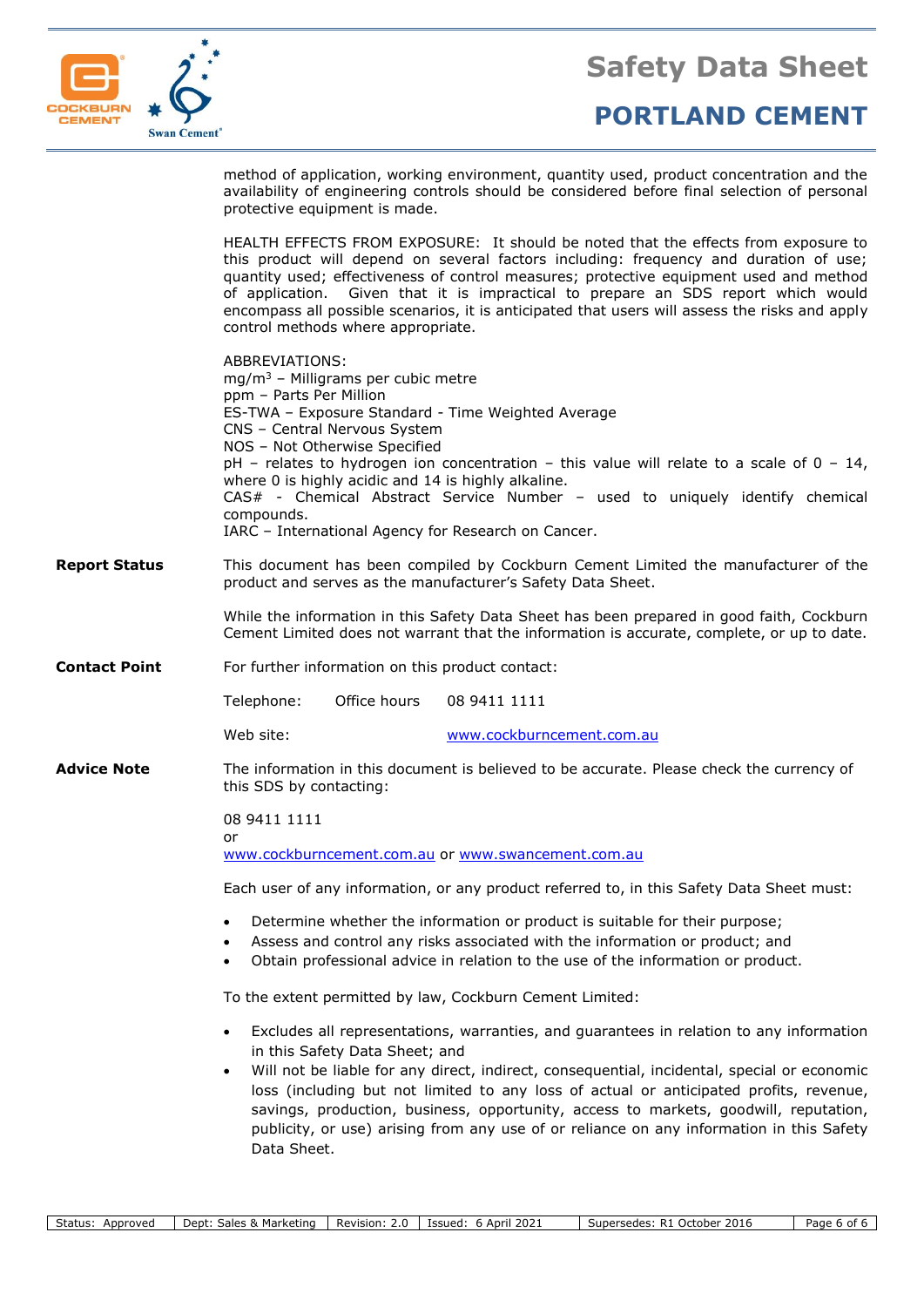method of application, working environment, quantity used, product concentration and the availability of engineering controls should be considered before final selection of personal protective equipment is made.

HEALTH EFFECTS FROM EXPOSURE: It should be noted that the effects from exposure to this product will depend on several factors including: frequency and duration of use; quantity used; effectiveness of control measures; protective equipment used and method of application. Given that it is impractical to prepare an SDS report which would encompass all possible scenarios, it is anticipated that users will assess the risks and apply control methods where appropriate.

ABBREVIATIONS:
$mg/m^3$ – Milligrams per cubic metre
ppm – Parts Per Million
ES-TWA – Exposure Standard - Time Weighted Average
CNS – Central Nervous System
NOS – Not Otherwise Specified
pH – relates to hydrogen ion concentration – this value will relate to a scale of 0 – 14, where 0 is highly acidic and 14 is highly alkaline.
CAS# - Chemical Abstract Service Number – used to uniquely identify chemical compounds.
IARC – International Agency for Research on Cancer.

**Report Status**

This document has been compiled by Cockburn Cement Limited the manufacturer of the product and serves as the manufacturer's Safety Data Sheet.

While the information in this Safety Data Sheet has been prepared in good faith, Cockburn Cement Limited does not warrant that the information is accurate, complete, or up to date.

**Contact Point**

For further information on this product contact:

Telephone: Office hours 08 9411 1111

Web site: www.cockburncement.com.au

**Advice Note**

The information in this document is believed to be accurate. Please check the currency of this SDS by contacting:

08 9411 1111
or
www.cockburncement.com.au or www.swancement.com.au

Each user of any information, or any product referred to, in this Safety Data Sheet must:

- Determine whether the information or product is suitable for their purpose;
- Assess and control any risks associated with the information or product; and
- Obtain professional advice in relation to the use of the information or product.

To the extent permitted by law, Cockburn Cement Limited:

- Excludes all representations, warranties, and guarantees in relation to any information in this Safety Data Sheet; and
- Will not be liable for any direct, indirect, consequential, incidental, special or economic loss (including but not limited to any loss of actual or anticipated profits, revenue, savings, production, business, opportunity, access to markets, goodwill, reputation, publicity, or use) arising from any use of or reliance on any information in this Safety Data Sheet.

| | | | | | |
|---|---|---|---|---|---|
| Status: Approved | Dept: Sales & Marketing | Revision: 2.0 | Issued: 6 April 2021 | Supersedes: R1 October 2016 | Page 6 of 6 |